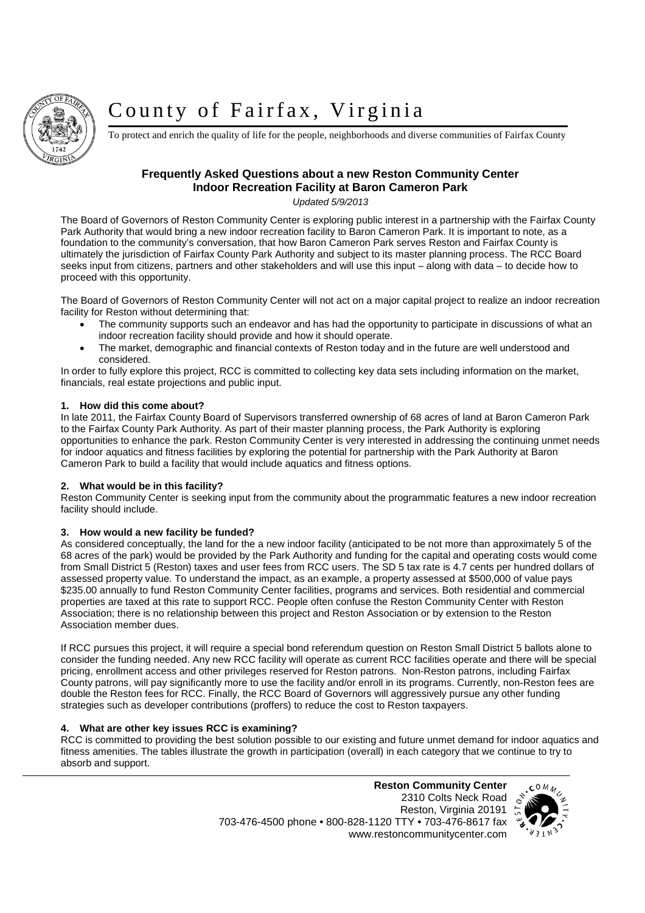# County of Fairfax, Virginia

To protect and enrich the quality of life for the people, neighborhoods and diverse communities of Fairfax County

## Frequently Asked Questions about a new Reston Community Center Indoor Recreation Facility at Baron Cameron Park

*Updated 5/9/2013*

The Board of Governors of Reston Community Center is exploring public interest in a partnership with the Fairfax County Park Authority that would bring a new indoor recreation facility to Baron Cameron Park. It is important to note, as a foundation to the community's conversation, that how Baron Cameron Park serves Reston and Fairfax County is ultimately the jurisdiction of Fairfax County Park Authority and subject to its master planning process. The RCC Board seeks input from citizens, partners and other stakeholders and will use this input – along with data – to decide how to proceed with this opportunity.

The Board of Governors of Reston Community Center will not act on a major capital project to realize an indoor recreation facility for Reston without determining that:

- The community supports such an endeavor and has had the opportunity to participate in discussions of what an indoor recreation facility should provide and how it should operate.
- The market, demographic and financial contexts of Reston today and in the future are well understood and considered.

In order to fully explore this project, RCC is committed to collecting key data sets including information on the market, financials, real estate projections and public input.

**1. How did this come about?**

In late 2011, the Fairfax County Board of Supervisors transferred ownership of 68 acres of land at Baron Cameron Park to the Fairfax County Park Authority. As part of their master planning process, the Park Authority is exploring opportunities to enhance the park. Reston Community Center is very interested in addressing the continuing unmet needs for indoor aquatics and fitness facilities by exploring the potential for partnership with the Park Authority at Baron Cameron Park to build a facility that would include aquatics and fitness options.

**2. What would be in this facility?**

Reston Community Center is seeking input from the community about the programmatic features a new indoor recreation facility should include.

**3. How would a new facility be funded?**

As considered conceptually, the land for the a new indoor facility (anticipated to be not more than approximately 5 of the 68 acres of the park) would be provided by the Park Authority and funding for the capital and operating costs would come from Small District 5 (Reston) taxes and user fees from RCC users. The SD 5 tax rate is 4.7 cents per hundred dollars of assessed property value. To understand the impact, as an example, a property assessed at $500,000 of value pays $235.00 annually to fund Reston Community Center facilities, programs and services. Both residential and commercial properties are taxed at this rate to support RCC. People often confuse the Reston Community Center with Reston Association; there is no relationship between this project and Reston Association or by extension to the Reston Association member dues.

If RCC pursues this project, it will require a special bond referendum question on Reston Small District 5 ballots alone to consider the funding needed. Any new RCC facility will operate as current RCC facilities operate and there will be special pricing, enrollment access and other privileges reserved for Reston patrons. Non-Reston patrons, including Fairfax County patrons, will pay significantly more to use the facility and/or enroll in its programs. Currently, non-Reston fees are double the Reston fees for RCC. Finally, the RCC Board of Governors will aggressively pursue any other funding strategies such as developer contributions (proffers) to reduce the cost to Reston taxpayers.

**4. What are other key issues RCC is examining?**

RCC is committed to providing the best solution possible to our existing and future unmet demand for indoor aquatics and fitness amenities. The tables illustrate the growth in participation (overall) in each category that we continue to try to absorb and support.

**Reston Community Center**
2310 Colts Neck Road
Reston, Virginia 20191
703-476-4500 phone • 800-828-1120 TTY • 703-476-8617 fax
www.restoncommunitycenter.com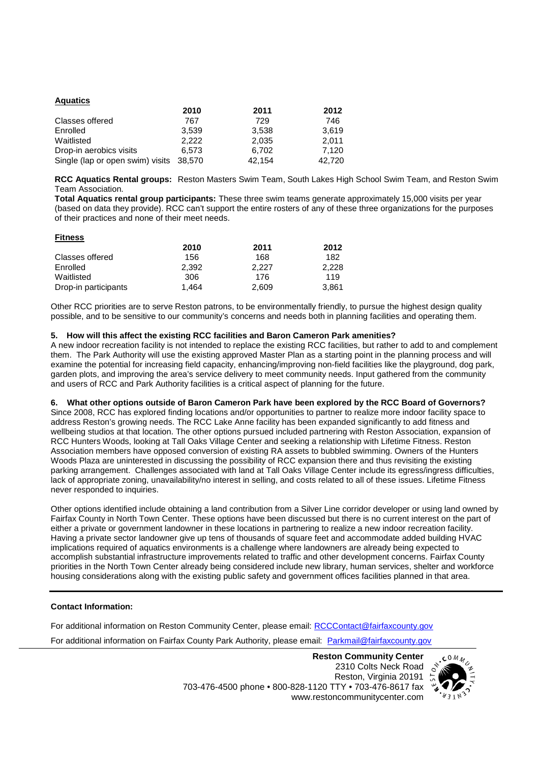**Aquatics**

| | 2010 | 2011 | 2012 |
|---|---|---|---|
| Classes offered | 767 | 729 | 746 |
| Enrolled | 3,539 | 3,538 | 3,619 |
| Waitlisted | 2,222 | 2,035 | 2,011 |
| Drop-in aerobics visits | 6,573 | 6,702 | 7,120 |
| Single (lap or open swim) visits | 38,570 | 42,154 | 42,720 |

**RCC Aquatics Rental groups:** Reston Masters Swim Team, South Lakes High School Swim Team, and Reston Swim Team Association.

**Total Aquatics rental group participants:** These three swim teams generate approximately 15,000 visits per year (based on data they provide). RCC can't support the entire rosters of any of these three organizations for the purposes of their practices and none of their meet needs.

**Fitness**

| | 2010 | 2011 | 2012 |
|---|---|---|---|
| Classes offered | 156 | 168 | 182 |
| Enrolled | 2,392 | 2,227 | 2,228 |
| Waitlisted | 306 | 176 | 119 |
| Drop-in participants | 1,464 | 2,609 | 3,861 |

Other RCC priorities are to serve Reston patrons, to be environmentally friendly, to pursue the highest design quality possible, and to be sensitive to our community's concerns and needs both in planning facilities and operating them.

**5. How will this affect the existing RCC facilities and Baron Cameron Park amenities?**

A new indoor recreation facility is not intended to replace the existing RCC facilities, but rather to add to and complement them. The Park Authority will use the existing approved Master Plan as a starting point in the planning process and will examine the potential for increasing field capacity, enhancing/improving non-field facilities like the playground, dog park, garden plots, and improving the area's service delivery to meet community needs. Input gathered from the community and users of RCC and Park Authority facilities is a critical aspect of planning for the future.

**6. What other options outside of Baron Cameron Park have been explored by the RCC Board of Governors?**

Since 2008, RCC has explored finding locations and/or opportunities to partner to realize more indoor facility space to address Reston's growing needs. The RCC Lake Anne facility has been expanded significantly to add fitness and wellbeing studios at that location. The other options pursued included partnering with Reston Association, expansion of RCC Hunters Woods, looking at Tall Oaks Village Center and seeking a relationship with Lifetime Fitness. Reston Association members have opposed conversion of existing RA assets to bubbled swimming. Owners of the Hunters Woods Plaza are uninterested in discussing the possibility of RCC expansion there and thus revisiting the existing parking arrangement. Challenges associated with land at Tall Oaks Village Center include its egress/ingress difficulties, lack of appropriate zoning, unavailability/no interest in selling, and costs related to all of these issues. Lifetime Fitness never responded to inquiries.

Other options identified include obtaining a land contribution from a Silver Line corridor developer or using land owned by Fairfax County in North Town Center. These options have been discussed but there is no current interest on the part of either a private or government landowner in these locations in partnering to realize a new indoor recreation facility. Having a private sector landowner give up tens of thousands of square feet and accommodate added building HVAC implications required of aquatics environments is a challenge where landowners are already being expected to accomplish substantial infrastructure improvements related to traffic and other development concerns. Fairfax County priorities in the North Town Center already being considered include new library, human services, shelter and workforce housing considerations along with the existing public safety and government offices facilities planned in that area.

---

**Contact Information:**

For additional information on Reston Community Center, please email: RCCContact@fairfaxcounty.gov

For additional information on Fairfax County Park Authority, please email: Parkmail@fairfaxcounty.gov

**Reston Community Center**
2310 Colts Neck Road
Reston, Virginia 20191
703-476-4500 phone • 800-828-1120 TTY • 703-476-8617 fax
www.restoncommunitycenter.com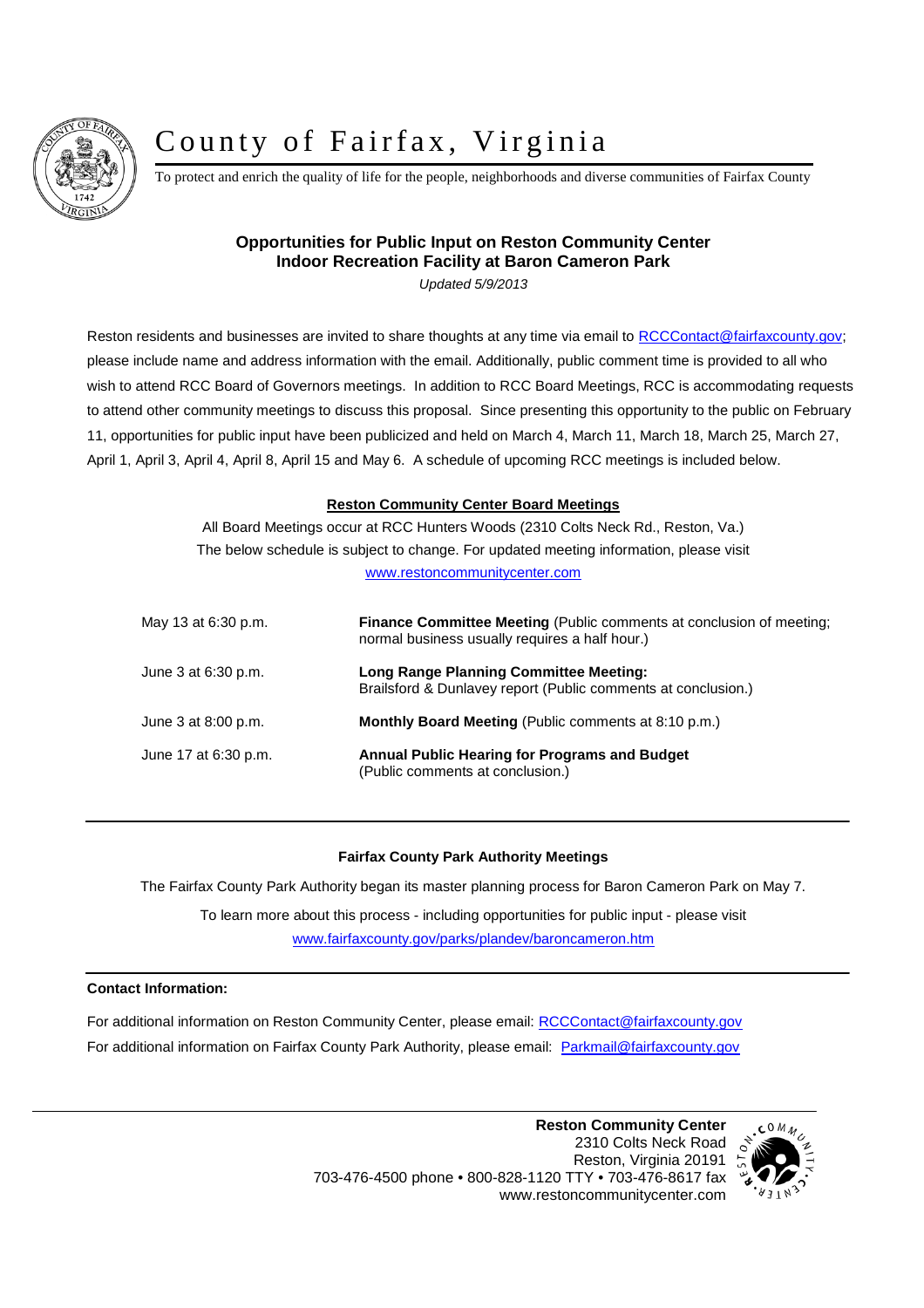# County of Fairfax, Virginia

To protect and enrich the quality of life for the people, neighborhoods and diverse communities of Fairfax County

## Opportunities for Public Input on Reston Community Center Indoor Recreation Facility at Baron Cameron Park

*Updated 5/9/2013*

Reston residents and businesses are invited to share thoughts at any time via email to RCCContact@fairfaxcounty.gov; please include name and address information with the email. Additionally, public comment time is provided to all who wish to attend RCC Board of Governors meetings. In addition to RCC Board Meetings, RCC is accommodating requests to attend other community meetings to discuss this proposal. Since presenting this opportunity to the public on February 11, opportunities for public input have been publicized and held on March 4, March 11, March 18, March 25, March 27, April 1, April 3, April 4, April 8, April 15 and May 6. A schedule of upcoming RCC meetings is included below.

### Reston Community Center Board Meetings

All Board Meetings occur at RCC Hunters Woods (2310 Colts Neck Rd., Reston, Va.)
The below schedule is subject to change. For updated meeting information, please visit
www.restoncommunitycenter.com

| | |
|---|---|
| May 13 at 6:30 p.m. | **Finance Committee Meeting** (Public comments at conclusion of meeting; normal business usually requires a half hour.) |
| June 3 at 6:30 p.m. | **Long Range Planning Committee Meeting:** Brailsford & Dunlavey report (Public comments at conclusion.) |
| June 3 at 8:00 p.m. | **Monthly Board Meeting** (Public comments at 8:10 p.m.) |
| June 17 at 6:30 p.m. | **Annual Public Hearing for Programs and Budget** (Public comments at conclusion.) |

### Fairfax County Park Authority Meetings

The Fairfax County Park Authority began its master planning process for Baron Cameron Park on May 7.

To learn more about this process - including opportunities for public input - please visit
www.fairfaxcounty.gov/parks/plandev/baroncameron.htm

**Contact Information:**

For additional information on Reston Community Center, please email: RCCContact@fairfaxcounty.gov

For additional information on Fairfax County Park Authority, please email: Parkmail@fairfaxcounty.gov

**Reston Community Center**
2310 Colts Neck Road
Reston, Virginia 20191
703-476-4500 phone • 800-828-1120 TTY • 703-476-8617 fax
www.restoncommunitycenter.com